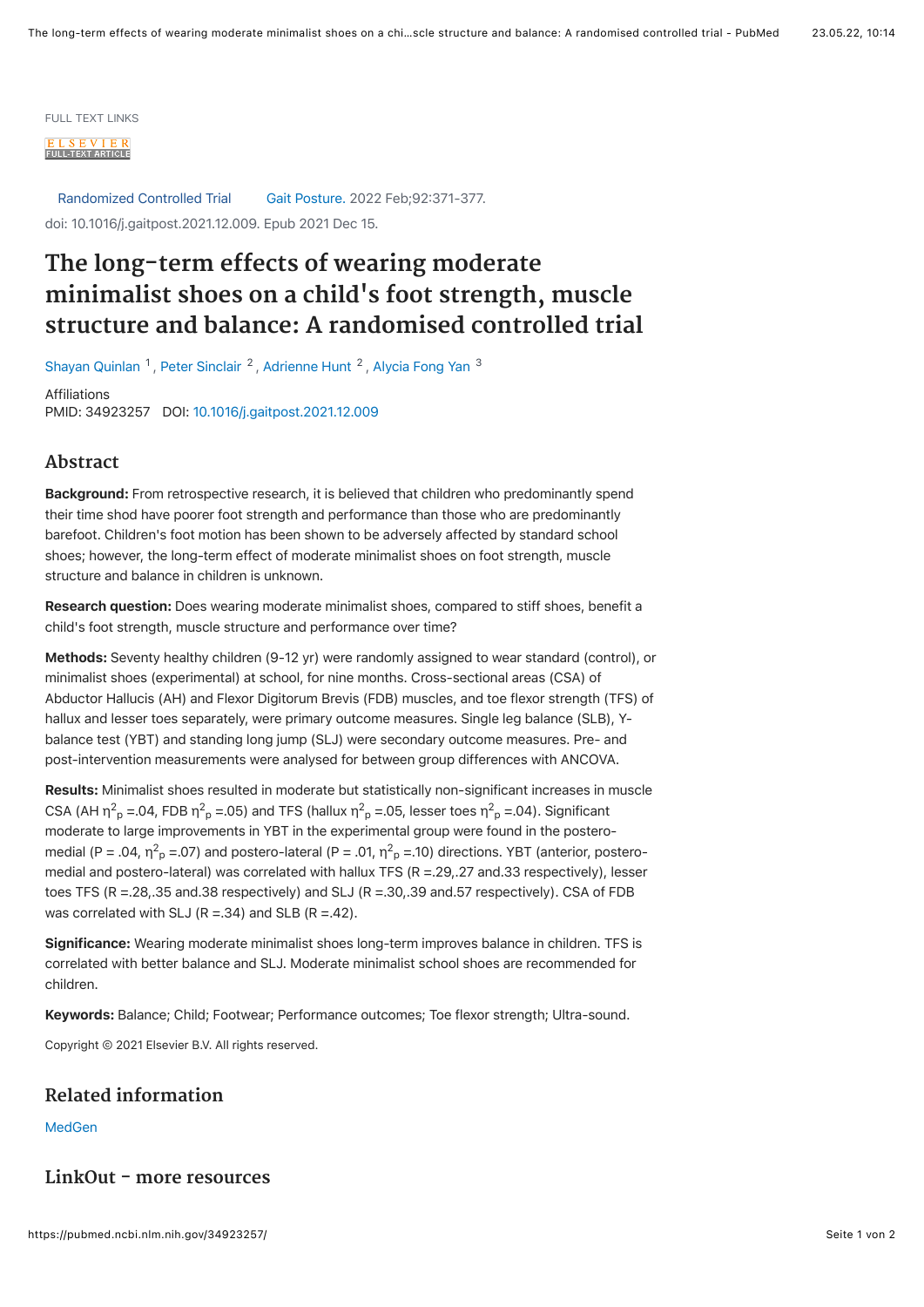FULL TEXT LINKS

ELSEVIER FULL-TEXT ARTICLE

Randomized Controlled Trial    Gait Posture. 2022 Feb;92:371-377.
doi: 10.1016/j.gaitpost.2021.12.009. Epub 2021 Dec 15.

# The long-term effects of wearing moderate minimalist shoes on a child's foot strength, muscle structure and balance: A randomised controlled trial

Shayan Quinlan [1], Peter Sinclair [2], Adrienne Hunt [2], Alycia Fong Yan [3]

Affiliations
PMID: 34923257   DOI: 10.1016/j.gaitpost.2021.12.009

## Abstract

**Background:** From retrospective research, it is believed that children who predominantly spend their time shod have poorer foot strength and performance than those who are predominantly barefoot. Children's foot motion has been shown to be adversely affected by standard school shoes; however, the long-term effect of moderate minimalist shoes on foot strength, muscle structure and balance in children is unknown.

**Research question:** Does wearing moderate minimalist shoes, compared to stiff shoes, benefit a child's foot strength, muscle structure and performance over time?

**Methods:** Seventy healthy children (9-12 yr) were randomly assigned to wear standard (control), or minimalist shoes (experimental) at school, for nine months. Cross-sectional areas (CSA) of Abductor Hallucis (AH) and Flexor Digitorum Brevis (FDB) muscles, and toe flexor strength (TFS) of hallux and lesser toes separately, were primary outcome measures. Single leg balance (SLB), Y-balance test (YBT) and standing long jump (SLJ) were secondary outcome measures. Pre- and post-intervention measurements were analysed for between group differences with ANCOVA.

**Results:** Minimalist shoes resulted in moderate but statistically non-significant increases in muscle CSA (AH $\eta^2_p$ =.04, FDB $\eta^2_p$ =.05) and TFS (hallux $\eta^2_p$ =.05, lesser toes $\eta^2_p$ =.04). Significant moderate to large improvements in YBT in the experimental group were found in the postero-medial ($P$ = .04, $\eta^2_p$ =.07) and postero-lateral ($P$ = .01, $\eta^2_p$ =.10) directions. YBT (anterior, postero-medial and postero-lateral) was correlated with hallux TFS ($R$ =.29,.27 and.33 respectively), lesser toes TFS ($R$ =.28,.35 and.38 respectively) and SLJ ($R$ =.30,.39 and.57 respectively). CSA of FDB was correlated with SLJ ($R$ =.34) and SLB ($R$ =.42).

**Significance:** Wearing moderate minimalist shoes long-term improves balance in children. TFS is correlated with better balance and SLJ. Moderate minimalist school shoes are recommended for children.

**Keywords:** Balance; Child; Footwear; Performance outcomes; Toe flexor strength; Ultra-sound.

Copyright © 2021 Elsevier B.V. All rights reserved.

## Related information

MedGen

## LinkOut - more resources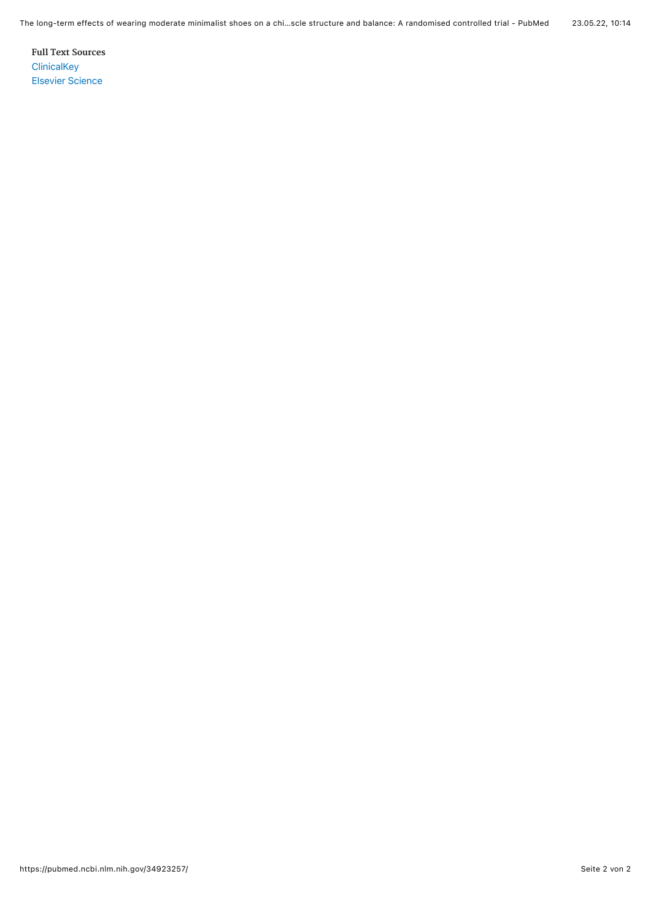**Full Text Sources**

ClinicalKey

Elsevier Science